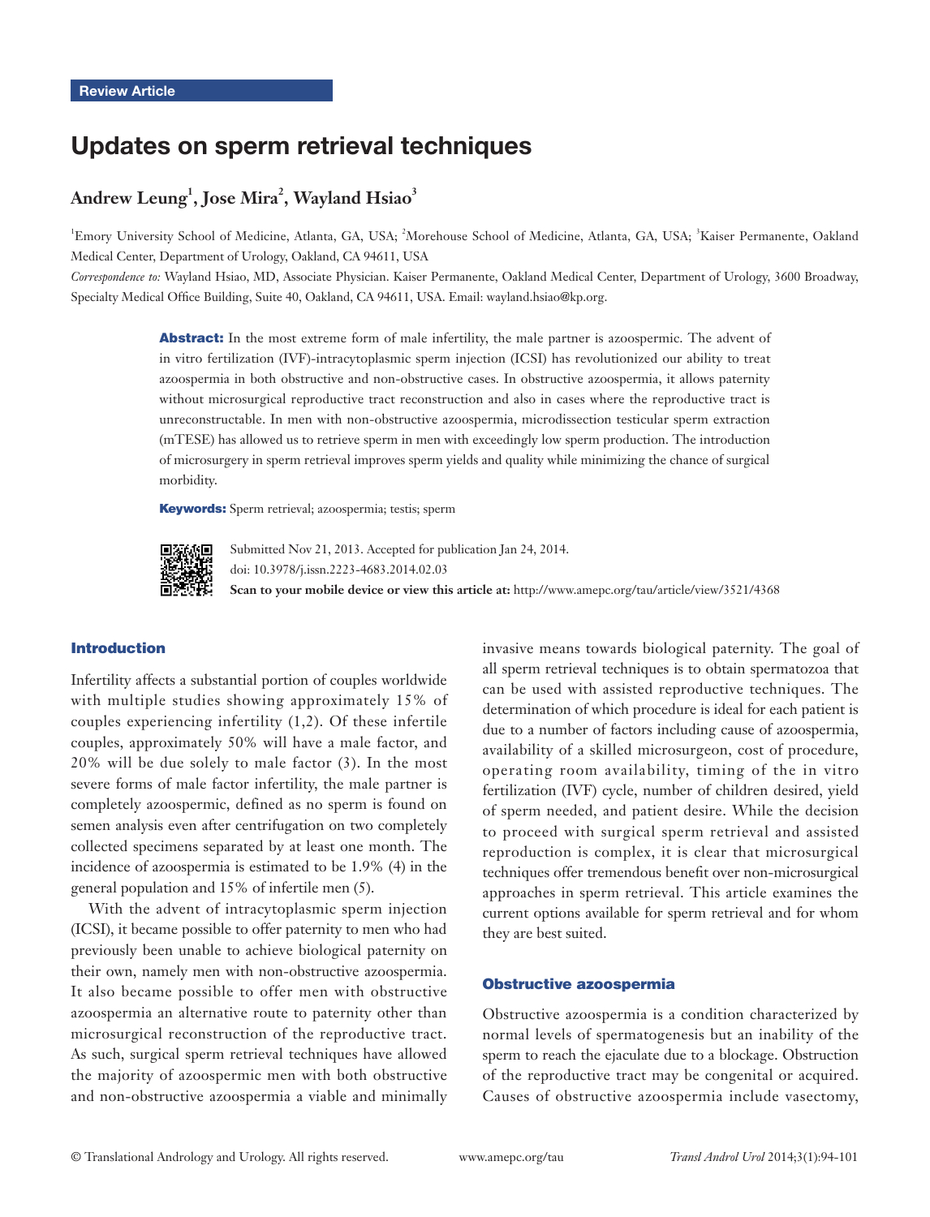Review Article

# Updates on sperm retrieval techniques

**Andrew Leung[1], Jose Mira[2], Wayland Hsiao[3]**

[1]Emory University School of Medicine, Atlanta, GA, USA; [2]Morehouse School of Medicine, Atlanta, GA, USA; [3]Kaiser Permanente, Oakland Medical Center, Department of Urology, Oakland, CA 94611, USA

*Correspondence to:* Wayland Hsiao, MD, Associate Physician. Kaiser Permanente, Oakland Medical Center, Department of Urology, 3600 Broadway, Specialty Medical Office Building, Suite 40, Oakland, CA 94611, USA. Email: wayland.hsiao@kp.org.

**Abstract:** In the most extreme form of male infertility, the male partner is azoospermic. The advent of in vitro fertilization (IVF)-intracytoplasmic sperm injection (ICSI) has revolutionized our ability to treat azoospermia in both obstructive and non-obstructive cases. In obstructive azoospermia, it allows paternity without microsurgical reproductive tract reconstruction and also in cases where the reproductive tract is unreconstructable. In men with non-obstructive azoospermia, microdissection testicular sperm extraction (mTESE) has allowed us to retrieve sperm in men with exceedingly low sperm production. The introduction of microsurgery in sperm retrieval improves sperm yields and quality while minimizing the chance of surgical morbidity.

**Keywords:** Sperm retrieval; azoospermia; testis; sperm

Submitted Nov 21, 2013. Accepted for publication Jan 24, 2014.
doi: 10.3978/j.issn.2223-4683.2014.02.03
**Scan to your mobile device or view this article at:** http://www.amepc.org/tau/article/view/3521/4368

## Introduction

Infertility affects a substantial portion of couples worldwide with multiple studies showing approximately 15% of couples experiencing infertility (1,2). Of these infertile couples, approximately 50% will have a male factor, and 20% will be due solely to male factor (3). In the most severe forms of male factor infertility, the male partner is completely azoospermic, defined as no sperm is found on semen analysis even after centrifugation on two completely collected specimens separated by at least one month. The incidence of azoospermia is estimated to be 1.9% (4) in the general population and 15% of infertile men (5).

With the advent of intracytoplasmic sperm injection (ICSI), it became possible to offer paternity to men who had previously been unable to achieve biological paternity on their own, namely men with non-obstructive azoospermia. It also became possible to offer men with obstructive azoospermia an alternative route to paternity other than microsurgical reconstruction of the reproductive tract. As such, surgical sperm retrieval techniques have allowed the majority of azoospermic men with both obstructive and non-obstructive azoospermia a viable and minimally invasive means towards biological paternity. The goal of all sperm retrieval techniques is to obtain spermatozoa that can be used with assisted reproductive techniques. The determination of which procedure is ideal for each patient is due to a number of factors including cause of azoospermia, availability of a skilled microsurgeon, cost of procedure, operating room availability, timing of the in vitro fertilization (IVF) cycle, number of children desired, yield of sperm needed, and patient desire. While the decision to proceed with surgical sperm retrieval and assisted reproduction is complex, it is clear that microsurgical techniques offer tremendous benefit over non-microsurgical approaches in sperm retrieval. This article examines the current options available for sperm retrieval and for whom they are best suited.

## Obstructive azoospermia

Obstructive azoospermia is a condition characterized by normal levels of spermatogenesis but an inability of the sperm to reach the ejaculate due to a blockage. Obstruction of the reproductive tract may be congenital or acquired. Causes of obstructive azoospermia include vasectomy,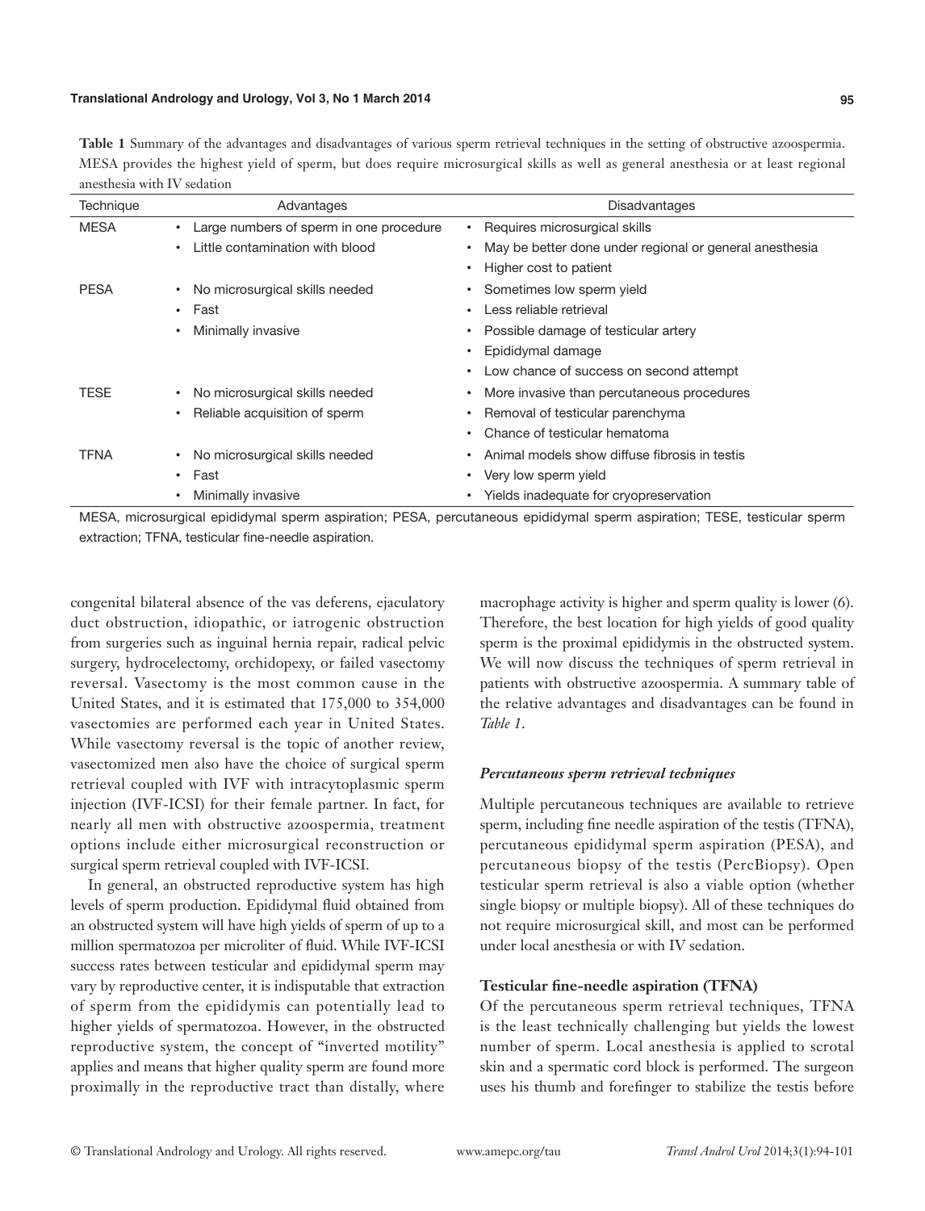**Table 1** Summary of the advantages and disadvantages of various sperm retrieval techniques in the setting of obstructive azoospermia. MESA provides the highest yield of sperm, but does require microsurgical skills as well as general anesthesia or at least regional anesthesia with IV sedation

| Technique | Advantages | Disadvantages |
|---|---|---|
| MESA | • Large numbers of sperm in one procedure<br>• Little contamination with blood | • Requires microsurgical skills<br>• May be better done under regional or general anesthesia<br>• Higher cost to patient |
| PESA | • No microsurgical skills needed<br>• Fast<br>• Minimally invasive | • Sometimes low sperm yield<br>• Less reliable retrieval<br>• Possible damage of testicular artery<br>• Epididymal damage<br>• Low chance of success on second attempt |
| TESE | • No microsurgical skills needed<br>• Reliable acquisition of sperm | • More invasive than percutaneous procedures<br>• Removal of testicular parenchyma<br>• Chance of testicular hematoma |
| TFNA | • No microsurgical skills needed<br>• Fast<br>• Minimally invasive | • Animal models show diffuse fibrosis in testis<br>• Very low sperm yield<br>• Yields inadequate for cryopreservation |

MESA, microsurgical epididymal sperm aspiration; PESA, percutaneous epididymal sperm aspiration; TESE, testicular sperm extraction; TFNA, testicular fine-needle aspiration.

congenital bilateral absence of the vas deferens, ejaculatory duct obstruction, idiopathic, or iatrogenic obstruction from surgeries such as inguinal hernia repair, radical pelvic surgery, hydrocelectomy, orchidopexy, or failed vasectomy reversal. Vasectomy is the most common cause in the United States, and it is estimated that 175,000 to 354,000 vasectomies are performed each year in United States. While vasectomy reversal is the topic of another review, vasectomized men also have the choice of surgical sperm retrieval coupled with IVF with intracytoplasmic sperm injection (IVF-ICSI) for their female partner. In fact, for nearly all men with obstructive azoospermia, treatment options include either microsurgical reconstruction or surgical sperm retrieval coupled with IVF-ICSI.

In general, an obstructed reproductive system has high levels of sperm production. Epididymal fluid obtained from an obstructed system will have high yields of sperm of up to a million spermatozoa per microliter of fluid. While IVF-ICSI success rates between testicular and epididymal sperm may vary by reproductive center, it is indisputable that extraction of sperm from the epididymis can potentially lead to higher yields of spermatozoa. However, in the obstructed reproductive system, the concept of "inverted motility" applies and means that higher quality sperm are found more proximally in the reproductive tract than distally, where macrophage activity is higher and sperm quality is lower (6). Therefore, the best location for high yields of good quality sperm is the proximal epididymis in the obstructed system. We will now discuss the techniques of sperm retrieval in patients with obstructive azoospermia. A summary table of the relative advantages and disadvantages can be found in *Table 1*.

### *Percutaneous sperm retrieval techniques*

Multiple percutaneous techniques are available to retrieve sperm, including fine needle aspiration of the testis (TFNA), percutaneous epididymal sperm aspiration (PESA), and percutaneous biopsy of the testis (PercBiopsy). Open testicular sperm retrieval is also a viable option (whether single biopsy or multiple biopsy). All of these techniques do not require microsurgical skill, and most can be performed under local anesthesia or with IV sedation.

#### **Testicular fine-needle aspiration (TFNA)**

Of the percutaneous sperm retrieval techniques, TFNA is the least technically challenging but yields the lowest number of sperm. Local anesthesia is applied to scrotal skin and a spermatic cord block is performed. The surgeon uses his thumb and forefinger to stabilize the testis before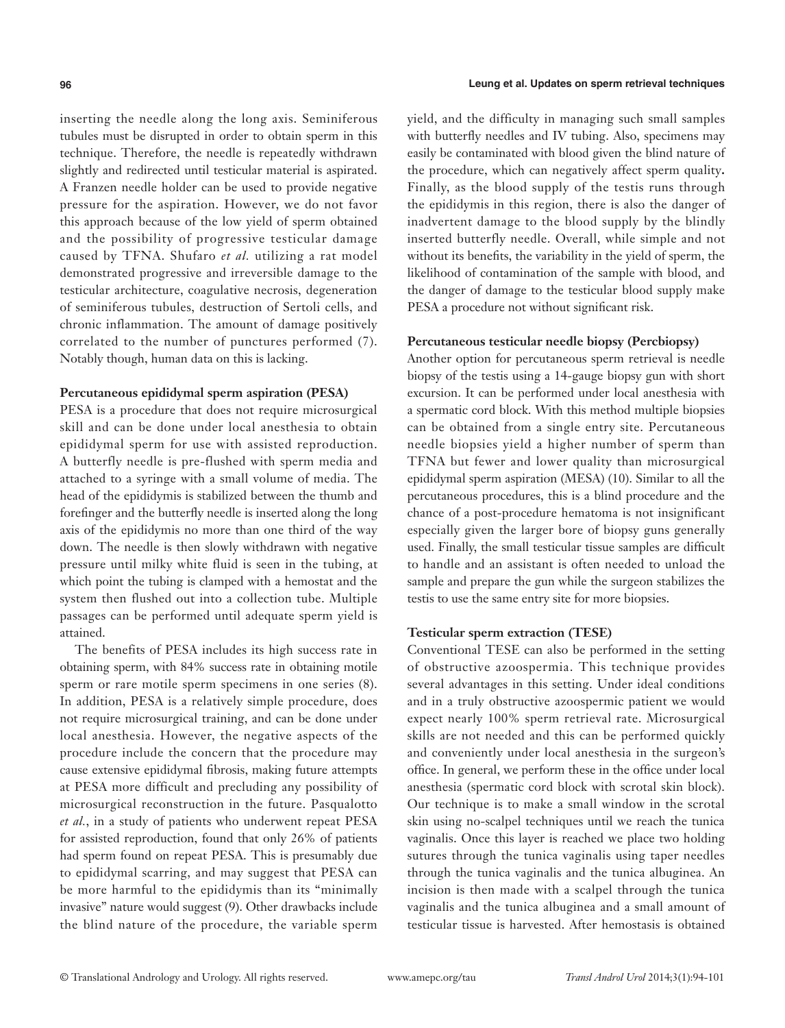inserting the needle along the long axis. Seminiferous tubules must be disrupted in order to obtain sperm in this technique. Therefore, the needle is repeatedly withdrawn slightly and redirected until testicular material is aspirated. A Franzen needle holder can be used to provide negative pressure for the aspiration. However, we do not favor this approach because of the low yield of sperm obtained and the possibility of progressive testicular damage caused by TFNA. Shufaro *et al.* utilizing a rat model demonstrated progressive and irreversible damage to the testicular architecture, coagulative necrosis, degeneration of seminiferous tubules, destruction of Sertoli cells, and chronic inflammation. The amount of damage positively correlated to the number of punctures performed (7). Notably though, human data on this is lacking.

**Percutaneous epididymal sperm aspiration (PESA)**

PESA is a procedure that does not require microsurgical skill and can be done under local anesthesia to obtain epididymal sperm for use with assisted reproduction. A butterfly needle is pre-flushed with sperm media and attached to a syringe with a small volume of media. The head of the epididymis is stabilized between the thumb and forefinger and the butterfly needle is inserted along the long axis of the epididymis no more than one third of the way down. The needle is then slowly withdrawn with negative pressure until milky white fluid is seen in the tubing, at which point the tubing is clamped with a hemostat and the system then flushed out into a collection tube. Multiple passages can be performed until adequate sperm yield is attained.

The benefits of PESA includes its high success rate in obtaining sperm, with 84% success rate in obtaining motile sperm or rare motile sperm specimens in one series (8). In addition, PESA is a relatively simple procedure, does not require microsurgical training, and can be done under local anesthesia. However, the negative aspects of the procedure include the concern that the procedure may cause extensive epididymal fibrosis, making future attempts at PESA more difficult and precluding any possibility of microsurgical reconstruction in the future. Pasqualotto *et al.*, in a study of patients who underwent repeat PESA for assisted reproduction, found that only 26% of patients had sperm found on repeat PESA. This is presumably due to epididymal scarring, and may suggest that PESA can be more harmful to the epididymis than its "minimally invasive" nature would suggest (9). Other drawbacks include the blind nature of the procedure, the variable sperm yield, and the difficulty in managing such small samples with butterfly needles and IV tubing. Also, specimens may easily be contaminated with blood given the blind nature of the procedure, which can negatively affect sperm quality. Finally, as the blood supply of the testis runs through the epididymis in this region, there is also the danger of inadvertent damage to the blood supply by the blindly inserted butterfly needle. Overall, while simple and not without its benefits, the variability in the yield of sperm, the likelihood of contamination of the sample with blood, and the danger of damage to the testicular blood supply make PESA a procedure not without significant risk.

**Percutaneous testicular needle biopsy (Percbiopsy)**

Another option for percutaneous sperm retrieval is needle biopsy of the testis using a 14-gauge biopsy gun with short excursion. It can be performed under local anesthesia with a spermatic cord block. With this method multiple biopsies can be obtained from a single entry site. Percutaneous needle biopsies yield a higher number of sperm than TFNA but fewer and lower quality than microsurgical epididymal sperm aspiration (MESA) (10). Similar to all the percutaneous procedures, this is a blind procedure and the chance of a post-procedure hematoma is not insignificant especially given the larger bore of biopsy guns generally used. Finally, the small testicular tissue samples are difficult to handle and an assistant is often needed to unload the sample and prepare the gun while the surgeon stabilizes the testis to use the same entry site for more biopsies.

**Testicular sperm extraction (TESE)**

Conventional TESE can also be performed in the setting of obstructive azoospermia. This technique provides several advantages in this setting. Under ideal conditions and in a truly obstructive azoospermic patient we would expect nearly 100% sperm retrieval rate. Microsurgical skills are not needed and this can be performed quickly and conveniently under local anesthesia in the surgeon's office. In general, we perform these in the office under local anesthesia (spermatic cord block with scrotal skin block). Our technique is to make a small window in the scrotal skin using no-scalpel techniques until we reach the tunica vaginalis. Once this layer is reached we place two holding sutures through the tunica vaginalis using taper needles through the tunica vaginalis and the tunica albuginea. An incision is then made with a scalpel through the tunica vaginalis and the tunica albuginea and a small amount of testicular tissue is harvested. After hemostasis is obtained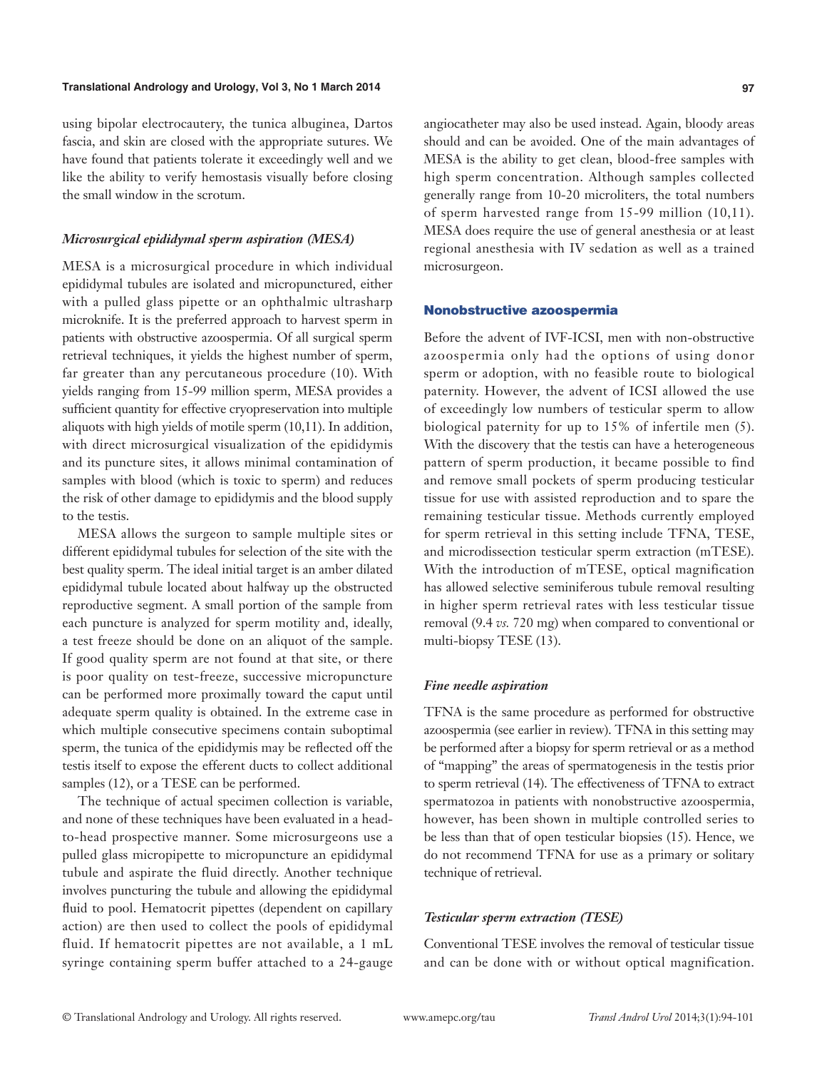using bipolar electrocautery, the tunica albuginea, Dartos fascia, and skin are closed with the appropriate sutures. We have found that patients tolerate it exceedingly well and we like the ability to verify hemostasis visually before closing the small window in the scrotum.

### *Microsurgical epididymal sperm aspiration (MESA)*

MESA is a microsurgical procedure in which individual epididymal tubules are isolated and micropunctured, either with a pulled glass pipette or an ophthalmic ultrasharp microknife. It is the preferred approach to harvest sperm in patients with obstructive azoospermia. Of all surgical sperm retrieval techniques, it yields the highest number of sperm, far greater than any percutaneous procedure (10). With yields ranging from 15-99 million sperm, MESA provides a sufficient quantity for effective cryopreservation into multiple aliquots with high yields of motile sperm (10,11). In addition, with direct microsurgical visualization of the epididymis and its puncture sites, it allows minimal contamination of samples with blood (which is toxic to sperm) and reduces the risk of other damage to epididymis and the blood supply to the testis.

MESA allows the surgeon to sample multiple sites or different epididymal tubules for selection of the site with the best quality sperm. The ideal initial target is an amber dilated epididymal tubule located about halfway up the obstructed reproductive segment. A small portion of the sample from each puncture is analyzed for sperm motility and, ideally, a test freeze should be done on an aliquot of the sample. If good quality sperm are not found at that site, or there is poor quality on test-freeze, successive micropuncture can be performed more proximally toward the caput until adequate sperm quality is obtained. In the extreme case in which multiple consecutive specimens contain suboptimal sperm, the tunica of the epididymis may be reflected off the testis itself to expose the efferent ducts to collect additional samples (12), or a TESE can be performed.

The technique of actual specimen collection is variable, and none of these techniques have been evaluated in a head-to-head prospective manner. Some microsurgeons use a pulled glass micropipette to micropuncture an epididymal tubule and aspirate the fluid directly. Another technique involves puncturing the tubule and allowing the epididymal fluid to pool. Hematocrit pipettes (dependent on capillary action) are then used to collect the pools of epididymal fluid. If hematocrit pipettes are not available, a 1 mL syringe containing sperm buffer attached to a 24-gauge angiocatheter may also be used instead. Again, bloody areas should and can be avoided. One of the main advantages of MESA is the ability to get clean, blood-free samples with high sperm concentration. Although samples collected generally range from 10-20 microliters, the total numbers of sperm harvested range from 15-99 million (10,11). MESA does require the use of general anesthesia or at least regional anesthesia with IV sedation as well as a trained microsurgeon.

## Nonobstructive azoospermia

Before the advent of IVF-ICSI, men with non-obstructive azoospermia only had the options of using donor sperm or adoption, with no feasible route to biological paternity. However, the advent of ICSI allowed the use of exceedingly low numbers of testicular sperm to allow biological paternity for up to 15% of infertile men (5). With the discovery that the testis can have a heterogeneous pattern of sperm production, it became possible to find and remove small pockets of sperm producing testicular tissue for use with assisted reproduction and to spare the remaining testicular tissue. Methods currently employed for sperm retrieval in this setting include TFNA, TESE, and microdissection testicular sperm extraction (mTESE). With the introduction of mTESE, optical magnification has allowed selective seminiferous tubule removal resulting in higher sperm retrieval rates with less testicular tissue removal (9.4 *vs.* 720 mg) when compared to conventional or multi-biopsy TESE (13).

### *Fine needle aspiration*

TFNA is the same procedure as performed for obstructive azoospermia (see earlier in review). TFNA in this setting may be performed after a biopsy for sperm retrieval or as a method of "mapping" the areas of spermatogenesis in the testis prior to sperm retrieval (14). The effectiveness of TFNA to extract spermatozoa in patients with nonobstructive azoospermia, however, has been shown in multiple controlled series to be less than that of open testicular biopsies (15). Hence, we do not recommend TFNA for use as a primary or solitary technique of retrieval.

### *Testicular sperm extraction (TESE)*

Conventional TESE involves the removal of testicular tissue and can be done with or without optical magnification.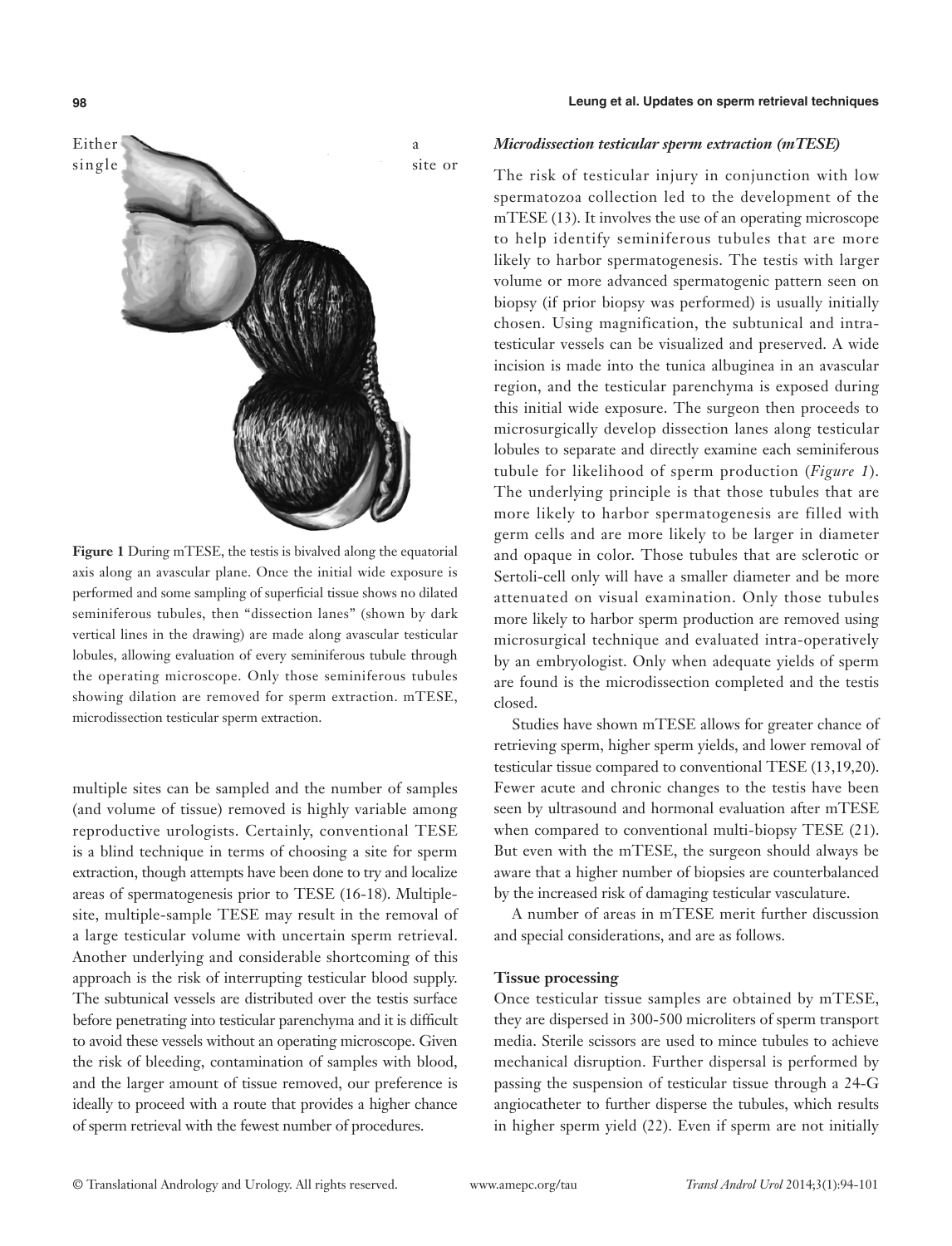Either a single site or multiple sites can be sampled and the number of samples (and volume of tissue) removed is highly variable among reproductive urologists. Certainly, conventional TESE is a blind technique in terms of choosing a site for sperm extraction, though attempts have been done to try and localize areas of spermatogenesis prior to TESE (16-18). Multiple-site, multiple-sample TESE may result in the removal of a large testicular volume with uncertain sperm retrieval. Another underlying and considerable shortcoming of this approach is the risk of interrupting testicular blood supply. The subtunical vessels are distributed over the testis surface before penetrating into testicular parenchyma and it is difficult to avoid these vessels without an operating microscope. Given the risk of bleeding, contamination of samples with blood, and the larger amount of tissue removed, our preference is ideally to proceed with a route that provides a higher chance of sperm retrieval with the fewest number of procedures.

**Figure 1** During mTESE, the testis is bivalved along the equatorial axis along an avascular plane. Once the initial wide exposure is performed and some sampling of superficial tissue shows no dilated seminiferous tubules, then "dissection lanes" (shown by dark vertical lines in the drawing) are made along avascular testicular lobules, allowing evaluation of every seminiferous tubule through the operating microscope. Only those seminiferous tubules showing dilation are removed for sperm extraction. mTESE, microdissection testicular sperm extraction.

### *Microdissection testicular sperm extraction (mTESE)*

The risk of testicular injury in conjunction with low spermatozoa collection led to the development of the mTESE (13). It involves the use of an operating microscope to help identify seminiferous tubules that are more likely to harbor spermatogenesis. The testis with larger volume or more advanced spermatogenic pattern seen on biopsy (if prior biopsy was performed) is usually initially chosen. Using magnification, the subtunical and intra-testicular vessels can be visualized and preserved. A wide incision is made into the tunica albuginea in an avascular region, and the testicular parenchyma is exposed during this initial wide exposure. The surgeon then proceeds to microsurgically develop dissection lanes along testicular lobules to separate and directly examine each seminiferous tubule for likelihood of sperm production (*Figure 1*). The underlying principle is that those tubules that are more likely to harbor spermatogenesis are filled with germ cells and are more likely to be larger in diameter and opaque in color. Those tubules that are sclerotic or Sertoli-cell only will have a smaller diameter and be more attenuated on visual examination. Only those tubules more likely to harbor sperm production are removed using microsurgical technique and evaluated intra-operatively by an embryologist. Only when adequate yields of sperm are found is the microdissection completed and the testis closed.

Studies have shown mTESE allows for greater chance of retrieving sperm, higher sperm yields, and lower removal of testicular tissue compared to conventional TESE (13,19,20). Fewer acute and chronic changes to the testis have been seen by ultrasound and hormonal evaluation after mTESE when compared to conventional multi-biopsy TESE (21). But even with the mTESE, the surgeon should always be aware that a higher number of biopsies are counterbalanced by the increased risk of damaging testicular vasculature.

A number of areas in mTESE merit further discussion and special considerations, and are as follows.

#### Tissue processing

Once testicular tissue samples are obtained by mTESE, they are dispersed in 300-500 microliters of sperm transport media. Sterile scissors are used to mince tubules to achieve mechanical disruption. Further dispersal is performed by passing the suspension of testicular tissue through a 24-G angiocatheter to further disperse the tubules, which results in higher sperm yield (22). Even if sperm are not initially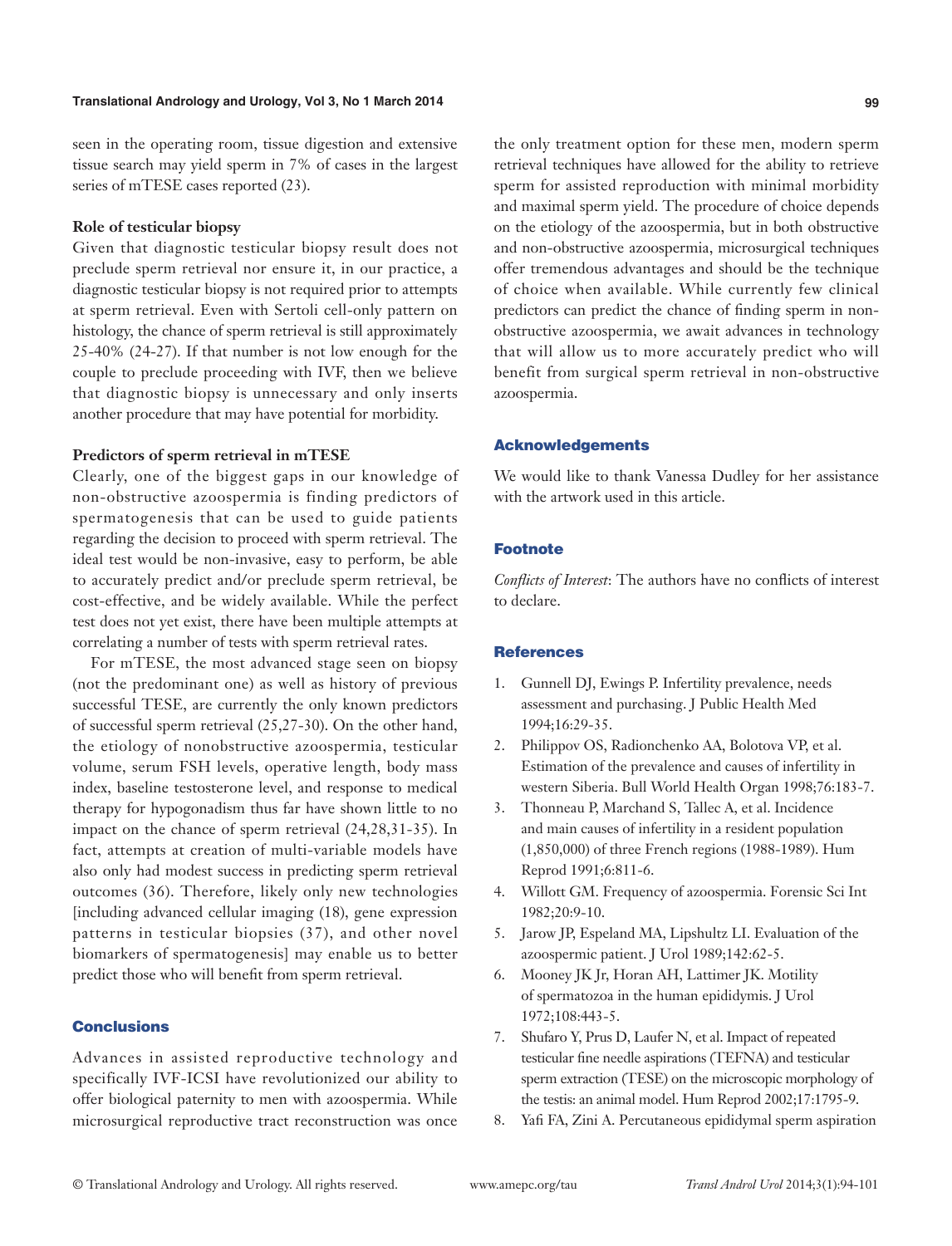seen in the operating room, tissue digestion and extensive tissue search may yield sperm in 7% of cases in the largest series of mTESE cases reported (23).

### Role of testicular biopsy

Given that diagnostic testicular biopsy result does not preclude sperm retrieval nor ensure it, in our practice, a diagnostic testicular biopsy is not required prior to attempts at sperm retrieval. Even with Sertoli cell-only pattern on histology, the chance of sperm retrieval is still approximately 25-40% (24-27). If that number is not low enough for the couple to preclude proceeding with IVF, then we believe that diagnostic biopsy is unnecessary and only inserts another procedure that may have potential for morbidity.

### Predictors of sperm retrieval in mTESE

Clearly, one of the biggest gaps in our knowledge of non-obstructive azoospermia is finding predictors of spermatogenesis that can be used to guide patients regarding the decision to proceed with sperm retrieval. The ideal test would be non-invasive, easy to perform, be able to accurately predict and/or preclude sperm retrieval, be cost-effective, and be widely available. While the perfect test does not yet exist, there have been multiple attempts at correlating a number of tests with sperm retrieval rates.

For mTESE, the most advanced stage seen on biopsy (not the predominant one) as well as history of previous successful TESE, are currently the only known predictors of successful sperm retrieval (25,27-30). On the other hand, the etiology of nonobstructive azoospermia, testicular volume, serum FSH levels, operative length, body mass index, baseline testosterone level, and response to medical therapy for hypogonadism thus far have shown little to no impact on the chance of sperm retrieval (24,28,31-35). In fact, attempts at creation of multi-variable models have also only had modest success in predicting sperm retrieval outcomes (36). Therefore, likely only new technologies [including advanced cellular imaging (18), gene expression patterns in testicular biopsies (37), and other novel biomarkers of spermatogenesis] may enable us to better predict those who will benefit from sperm retrieval.

## Conclusions

Advances in assisted reproductive technology and specifically IVF-ICSI have revolutionized our ability to offer biological paternity to men with azoospermia. While microsurgical reproductive tract reconstruction was once the only treatment option for these men, modern sperm retrieval techniques have allowed for the ability to retrieve sperm for assisted reproduction with minimal morbidity and maximal sperm yield. The procedure of choice depends on the etiology of the azoospermia, but in both obstructive and non-obstructive azoospermia, microsurgical techniques offer tremendous advantages and should be the technique of choice when available. While currently few clinical predictors can predict the chance of finding sperm in non-obstructive azoospermia, we await advances in technology that will allow us to more accurately predict who will benefit from surgical sperm retrieval in non-obstructive azoospermia.

## Acknowledgements

We would like to thank Vanessa Dudley for her assistance with the artwork used in this article.

## Footnote

*Conflicts of Interest*: The authors have no conflicts of interest to declare.

## References

1. Gunnell DJ, Ewings P. Infertility prevalence, needs assessment and purchasing. J Public Health Med 1994;16:29-35.
2. Philippov OS, Radionchenko AA, Bolotova VP, et al. Estimation of the prevalence and causes of infertility in western Siberia. Bull World Health Organ 1998;76:183-7.
3. Thonneau P, Marchand S, Tallec A, et al. Incidence and main causes of infertility in a resident population (1,850,000) of three French regions (1988-1989). Hum Reprod 1991;6:811-6.
4. Willott GM. Frequency of azoospermia. Forensic Sci Int 1982;20:9-10.
5. Jarow JP, Espeland MA, Lipshultz LI. Evaluation of the azoospermic patient. J Urol 1989;142:62-5.
6. Mooney JK Jr, Horan AH, Lattimer JK. Motility of spermatozoa in the human epididymis. J Urol 1972;108:443-5.
7. Shufaro Y, Prus D, Laufer N, et al. Impact of repeated testicular fine needle aspirations (TEFNA) and testicular sperm extraction (TESE) on the microscopic morphology of the testis: an animal model. Hum Reprod 2002;17:1795-9.
8. Yafi FA, Zini A. Percutaneous epididymal sperm aspiration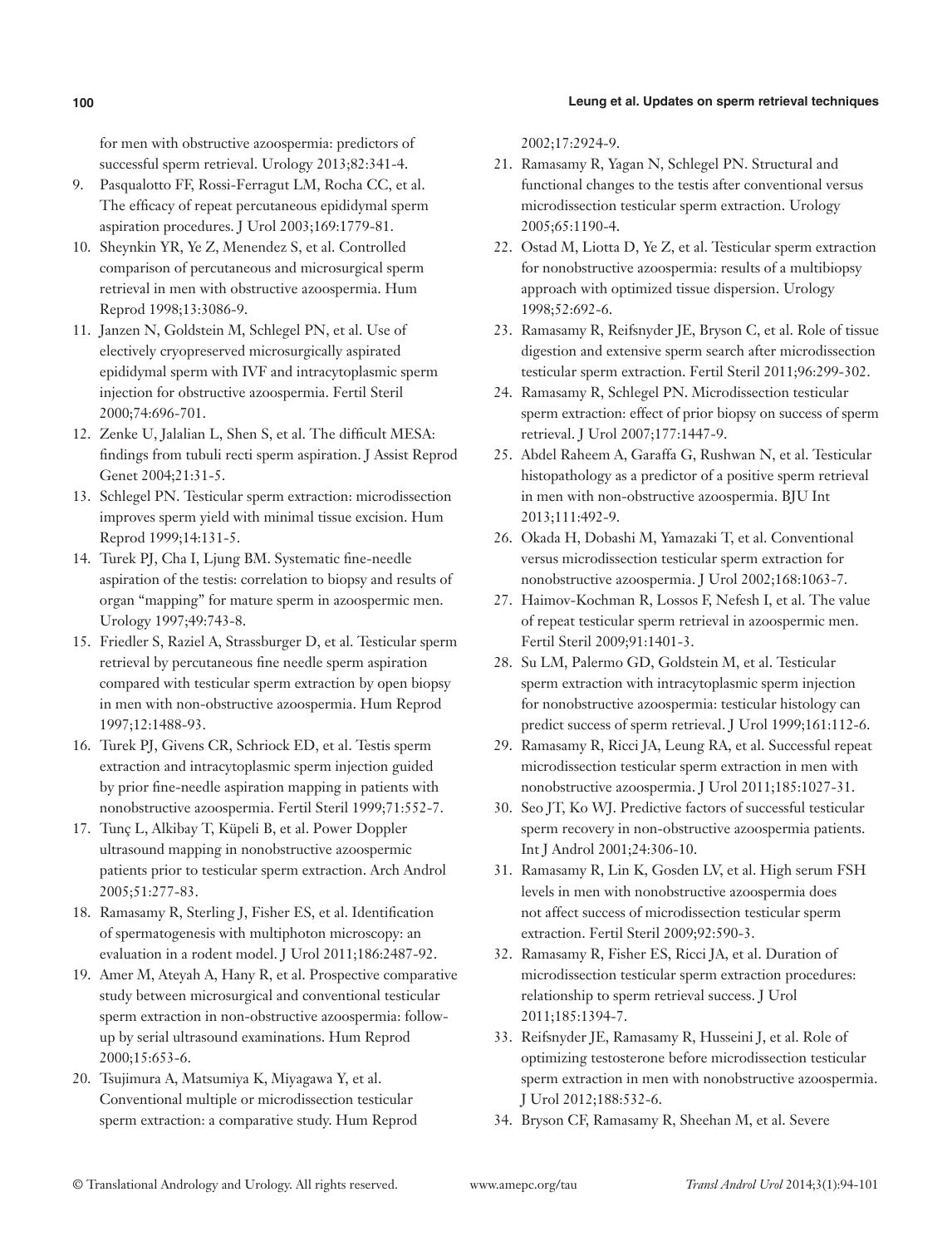for men with obstructive azoospermia: predictors of successful sperm retrieval. Urology 2013;82:341-4.

9. Pasqualotto FF, Rossi-Ferragut LM, Rocha CC, et al. The efficacy of repeat percutaneous epididymal sperm aspiration procedures. J Urol 2003;169:1779-81.
10. Sheynkin YR, Ye Z, Menendez S, et al. Controlled comparison of percutaneous and microsurgical sperm retrieval in men with obstructive azoospermia. Hum Reprod 1998;13:3086-9.
11. Janzen N, Goldstein M, Schlegel PN, et al. Use of electively cryopreserved microsurgically aspirated epididymal sperm with IVF and intracytoplasmic sperm injection for obstructive azoospermia. Fertil Steril 2000;74:696-701.
12. Zenke U, Jalalian L, Shen S, et al. The difficult MESA: findings from tubuli recti sperm aspiration. J Assist Reprod Genet 2004;21:31-5.
13. Schlegel PN. Testicular sperm extraction: microdissection improves sperm yield with minimal tissue excision. Hum Reprod 1999;14:131-5.
14. Turek PJ, Cha I, Ljung BM. Systematic fine-needle aspiration of the testis: correlation to biopsy and results of organ "mapping" for mature sperm in azoospermic men. Urology 1997;49:743-8.
15. Friedler S, Raziel A, Strassburger D, et al. Testicular sperm retrieval by percutaneous fine needle sperm aspiration compared with testicular sperm extraction by open biopsy in men with non-obstructive azoospermia. Hum Reprod 1997;12:1488-93.
16. Turek PJ, Givens CR, Schriock ED, et al. Testis sperm extraction and intracytoplasmic sperm injection guided by prior fine-needle aspiration mapping in patients with nonobstructive azoospermia. Fertil Steril 1999;71:552-7.
17. Tunç L, Alkibay T, Küpeli B, et al. Power Doppler ultrasound mapping in nonobstructive azoospermic patients prior to testicular sperm extraction. Arch Androl 2005;51:277-83.
18. Ramasamy R, Sterling J, Fisher ES, et al. Identification of spermatogenesis with multiphoton microscopy: an evaluation in a rodent model. J Urol 2011;186:2487-92.
19. Amer M, Ateyah A, Hany R, et al. Prospective comparative study between microsurgical and conventional testicular sperm extraction in non-obstructive azoospermia: follow-up by serial ultrasound examinations. Hum Reprod 2000;15:653-6.
20. Tsujimura A, Matsumiya K, Miyagawa Y, et al. Conventional multiple or microdissection testicular sperm extraction: a comparative study. Hum Reprod 2002;17:2924-9.
21. Ramasamy R, Yagan N, Schlegel PN. Structural and functional changes to the testis after conventional versus microdissection testicular sperm extraction. Urology 2005;65:1190-4.
22. Ostad M, Liotta D, Ye Z, et al. Testicular sperm extraction for nonobstructive azoospermia: results of a multibiopsy approach with optimized tissue dispersion. Urology 1998;52:692-6.
23. Ramasamy R, Reifsnyder JE, Bryson C, et al. Role of tissue digestion and extensive sperm search after microdissection testicular sperm extraction. Fertil Steril 2011;96:299-302.
24. Ramasamy R, Schlegel PN. Microdissection testicular sperm extraction: effect of prior biopsy on success of sperm retrieval. J Urol 2007;177:1447-9.
25. Abdel Raheem A, Garaffa G, Rushwan N, et al. Testicular histopathology as a predictor of a positive sperm retrieval in men with non-obstructive azoospermia. BJU Int 2013;111:492-9.
26. Okada H, Dobashi M, Yamazaki T, et al. Conventional versus microdissection testicular sperm extraction for nonobstructive azoospermia. J Urol 2002;168:1063-7.
27. Haimov-Kochman R, Lossos F, Nefesh I, et al. The value of repeat testicular sperm retrieval in azoospermic men. Fertil Steril 2009;91:1401-3.
28. Su LM, Palermo GD, Goldstein M, et al. Testicular sperm extraction with intracytoplasmic sperm injection for nonobstructive azoospermia: testicular histology can predict success of sperm retrieval. J Urol 1999;161:112-6.
29. Ramasamy R, Ricci JA, Leung RA, et al. Successful repeat microdissection testicular sperm extraction in men with nonobstructive azoospermia. J Urol 2011;185:1027-31.
30. Seo JT, Ko WJ. Predictive factors of successful testicular sperm recovery in non-obstructive azoospermia patients. Int J Androl 2001;24:306-10.
31. Ramasamy R, Lin K, Gosden LV, et al. High serum FSH levels in men with nonobstructive azoospermia does not affect success of microdissection testicular sperm extraction. Fertil Steril 2009;92:590-3.
32. Ramasamy R, Fisher ES, Ricci JA, et al. Duration of microdissection testicular sperm extraction procedures: relationship to sperm retrieval success. J Urol 2011;185:1394-7.
33. Reifsnyder JE, Ramasamy R, Husseini J, et al. Role of optimizing testosterone before microdissection testicular sperm extraction in men with nonobstructive azoospermia. J Urol 2012;188:532-6.
34. Bryson CF, Ramasamy R, Sheehan M, et al. Severe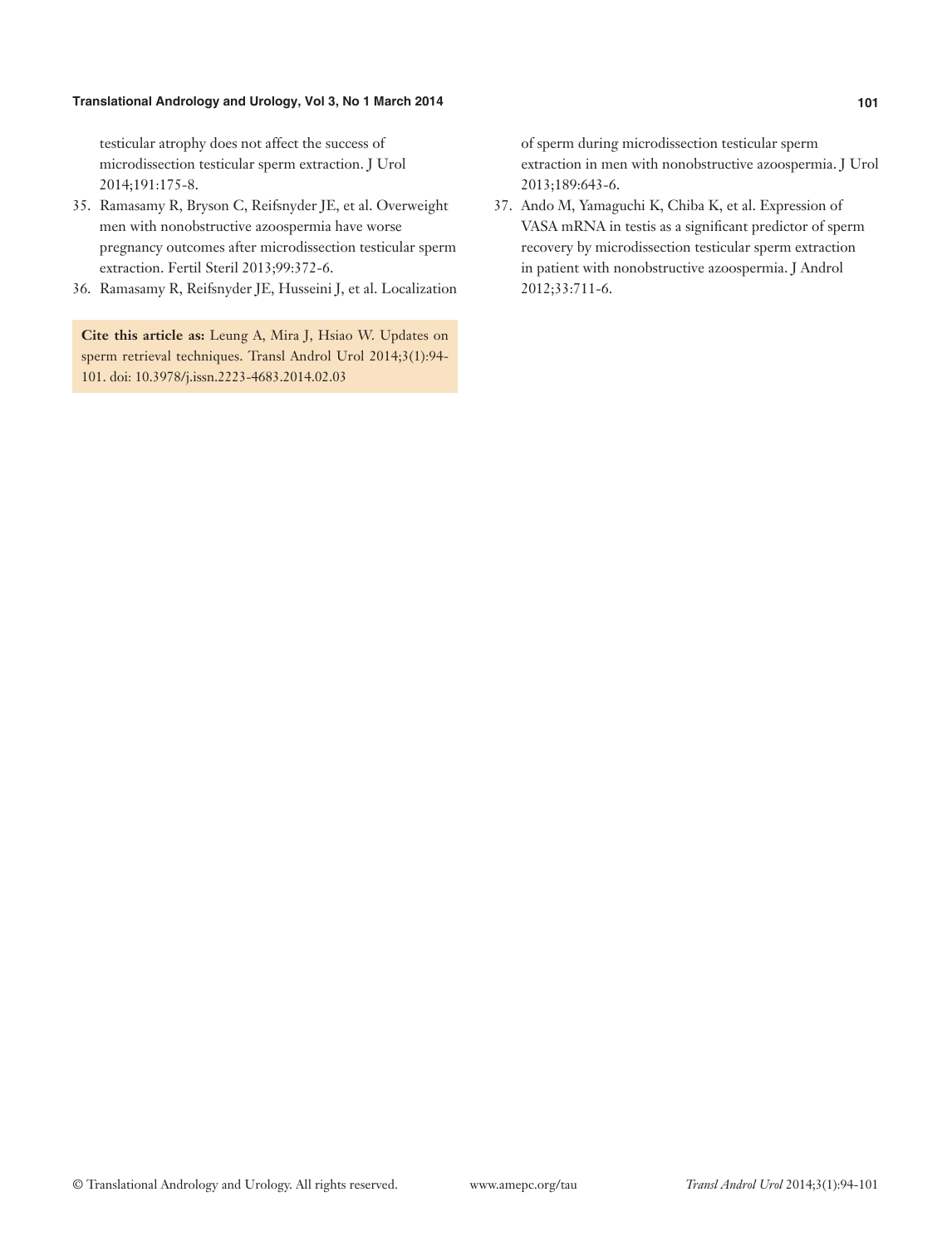testicular atrophy does not affect the success of microdissection testicular sperm extraction. J Urol 2014;191:175-8.

35. Ramasamy R, Bryson C, Reifsnyder JE, et al. Overweight men with nonobstructive azoospermia have worse pregnancy outcomes after microdissection testicular sperm extraction. Fertil Steril 2013;99:372-6.
36. Ramasamy R, Reifsnyder JE, Husseini J, et al. Localization of sperm during microdissection testicular sperm extraction in men with nonobstructive azoospermia. J Urol 2013;189:643-6.
37. Ando M, Yamaguchi K, Chiba K, et al. Expression of VASA mRNA in testis as a significant predictor of sperm recovery by microdissection testicular sperm extraction in patient with nonobstructive azoospermia. J Androl 2012;33:711-6.

**Cite this article as:** Leung A, Mira J, Hsiao W. Updates on sperm retrieval techniques. Transl Androl Urol 2014;3(1):94-101. doi: 10.3978/j.issn.2223-4683.2014.02.03